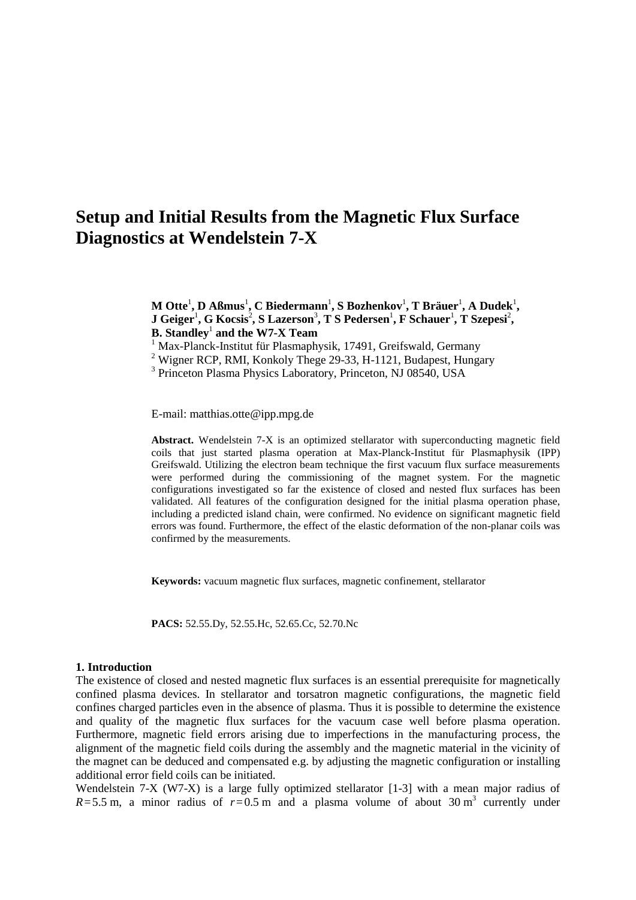# Setup and Initial Results from the Magnetic Flux Surface Diagnostics at Wendelstein 7-X

**M Otte[1], D Aßmus[1], C Biedermann[1], S Bozhenkov[1], T Bräuer[1], A Dudek[1], J Geiger[1], G Kocsis[2], S Lazerson[3], T S Pedersen[1], F Schauer[1], T Szepesi[2], B. Standley[1] and the W7-X Team**

[1] Max-Planck-Institut für Plasmaphysik, 17491, Greifswald, Germany

[2] Wigner RCP, RMI, Konkoly Thege 29-33, H-1121, Budapest, Hungary

[3] Princeton Plasma Physics Laboratory, Princeton, NJ 08540, USA

E-mail: matthias.otte@ipp.mpg.de

**Abstract.** Wendelstein 7-X is an optimized stellarator with superconducting magnetic field coils that just started plasma operation at Max-Planck-Institut für Plasmaphysik (IPP) Greifswald. Utilizing the electron beam technique the first vacuum flux surface measurements were performed during the commissioning of the magnet system. For the magnetic configurations investigated so far the existence of closed and nested flux surfaces has been validated. All features of the configuration designed for the initial plasma operation phase, including a predicted island chain, were confirmed. No evidence on significant magnetic field errors was found. Furthermore, the effect of the elastic deformation of the non-planar coils was confirmed by the measurements.

**Keywords:** vacuum magnetic flux surfaces, magnetic confinement, stellarator

**PACS:** 52.55.Dy, 52.55.Hc, 52.65.Cc, 52.70.Nc

## 1. Introduction

The existence of closed and nested magnetic flux surfaces is an essential prerequisite for magnetically confined plasma devices. In stellarator and torsatron magnetic configurations, the magnetic field confines charged particles even in the absence of plasma. Thus it is possible to determine the existence and quality of the magnetic flux surfaces for the vacuum case well before plasma operation. Furthermore, magnetic field errors arising due to imperfections in the manufacturing process, the alignment of the magnetic field coils during the assembly and the magnetic material in the vicinity of the magnet can be deduced and compensated e.g. by adjusting the magnetic configuration or installing additional error field coils can be initiated.

Wendelstein 7-X (W7-X) is a large fully optimized stellarator [1-3] with a mean major radius of $R = 5.5$ m, a minor radius of $r = 0.5$ m and a plasma volume of about $30\,\mathrm{m}^3$ currently under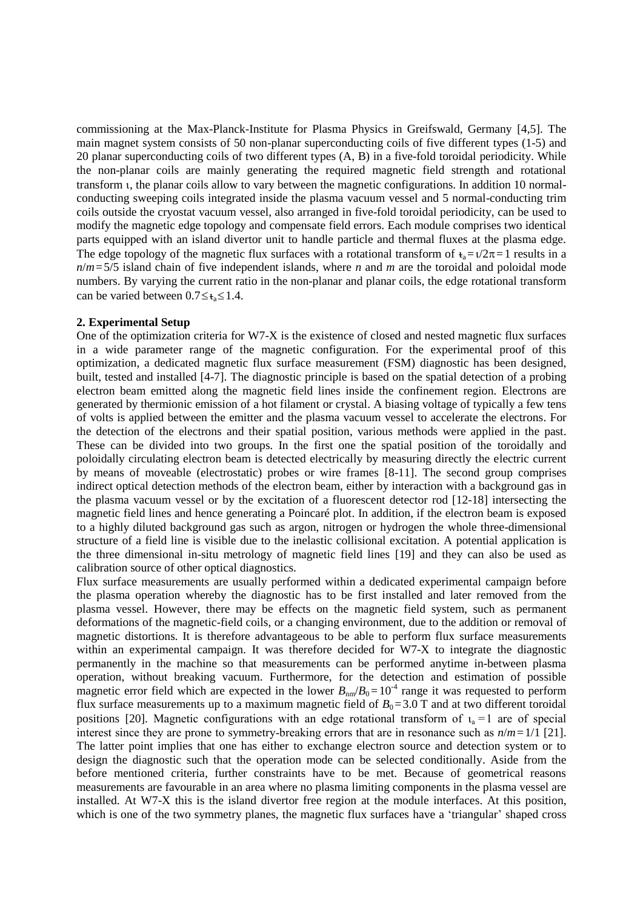commissioning at the Max-Planck-Institute for Plasma Physics in Greifswald, Germany [4,5]. The main magnet system consists of 50 non-planar superconducting coils of five different types (1-5) and 20 planar superconducting coils of two different types (A, B) in a five-fold toroidal periodicity. While the non-planar coils are mainly generating the required magnetic field strength and rotational transform $\iota$, the planar coils allow to vary between the magnetic configurations. In addition 10 normal-conducting sweeping coils integrated inside the plasma vacuum vessel and 5 normal-conducting trim coils outside the cryostat vacuum vessel, also arranged in five-fold toroidal periodicity, can be used to modify the magnetic edge topology and compensate field errors. Each module comprises two identical parts equipped with an island divertor unit to handle particle and thermal fluxes at the plasma edge. The edge topology of the magnetic flux surfaces with a rotational transform of $\iota\!\!\!-_a = \iota/2\pi = 1$ results in a $n/m = 5/5$ island chain of five independent islands, where $n$ and $m$ are the toroidal and poloidal mode numbers. By varying the current ratio in the non-planar and planar coils, the edge rotational transform can be varied between $0.7 \leq \iota\!\!\!-_a \leq 1.4$.

## 2. Experimental Setup

One of the optimization criteria for W7-X is the existence of closed and nested magnetic flux surfaces in a wide parameter range of the magnetic configuration. For the experimental proof of this optimization, a dedicated magnetic flux surface measurement (FSM) diagnostic has been designed, built, tested and installed [4-7]. The diagnostic principle is based on the spatial detection of a probing electron beam emitted along the magnetic field lines inside the confinement region. Electrons are generated by thermionic emission of a hot filament or crystal. A biasing voltage of typically a few tens of volts is applied between the emitter and the plasma vacuum vessel to accelerate the electrons. For the detection of the electrons and their spatial position, various methods were applied in the past. These can be divided into two groups. In the first one the spatial position of the toroidally and poloidally circulating electron beam is detected electrically by measuring directly the electric current by means of moveable (electrostatic) probes or wire frames [8-11]. The second group comprises indirect optical detection methods of the electron beam, either by interaction with a background gas in the plasma vacuum vessel or by the excitation of a fluorescent detector rod [12-18] intersecting the magnetic field lines and hence generating a Poincaré plot. In addition, if the electron beam is exposed to a highly diluted background gas such as argon, nitrogen or hydrogen the whole three-dimensional structure of a field line is visible due to the inelastic collisional excitation. A potential application is the three dimensional in-situ metrology of magnetic field lines [19] and they can also be used as calibration source of other optical diagnostics.

Flux surface measurements are usually performed within a dedicated experimental campaign before the plasma operation whereby the diagnostic has to be first installed and later removed from the plasma vessel. However, there may be effects on the magnetic field system, such as permanent deformations of the magnetic-field coils, or a changing environment, due to the addition or removal of magnetic distortions. It is therefore advantageous to be able to perform flux surface measurements within an experimental campaign. It was therefore decided for W7-X to integrate the diagnostic permanently in the machine so that measurements can be performed anytime in-between plasma operation, without breaking vacuum. Furthermore, for the detection and estimation of possible magnetic error field which are expected in the lower $B_{nm}/B_0 = 10^{-4}$ range it was requested to perform flux surface measurements up to a maximum magnetic field of $B_0 = 3.0$ T and at two different toroidal positions [20]. Magnetic configurations with an edge rotational transform of $\iota_a = 1$ are of special interest since they are prone to symmetry-breaking errors that are in resonance such as $n/m = 1/1$ [21]. The latter point implies that one has either to exchange electron source and detection system or to design the diagnostic such that the operation mode can be selected conditionally. Aside from the before mentioned criteria, further constraints have to be met. Because of geometrical reasons measurements are favourable in an area where no plasma limiting components in the plasma vessel are installed. At W7-X this is the island divertor free region at the module interfaces. At this position, which is one of the two symmetry planes, the magnetic flux surfaces have a 'triangular' shaped cross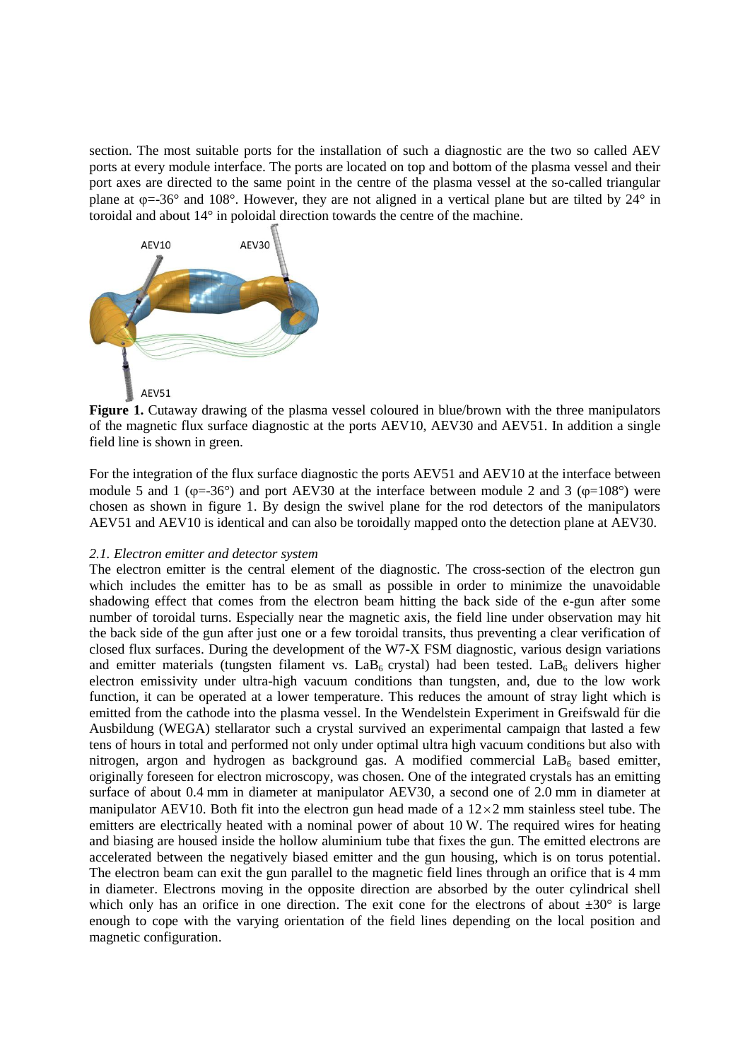section. The most suitable ports for the installation of such a diagnostic are the two so called AEV ports at every module interface. The ports are located on top and bottom of the plasma vessel and their port axes are directed to the same point in the centre of the plasma vessel at the so-called triangular plane at φ=-36° and 108°. However, they are not aligned in a vertical plane but are tilted by 24° in toroidal and about 14° in poloidal direction towards the centre of the machine.

**Figure 1.** Cutaway drawing of the plasma vessel coloured in blue/brown with the three manipulators of the magnetic flux surface diagnostic at the ports AEV10, AEV30 and AEV51. In addition a single field line is shown in green.

For the integration of the flux surface diagnostic the ports AEV51 and AEV10 at the interface between module 5 and 1 (φ=-36°) and port AEV30 at the interface between module 2 and 3 (φ=108°) were chosen as shown in figure 1. By design the swivel plane for the rod detectors of the manipulators AEV51 and AEV10 is identical and can also be toroidally mapped onto the detection plane at AEV30.

### *2.1. Electron emitter and detector system*

The electron emitter is the central element of the diagnostic. The cross-section of the electron gun which includes the emitter has to be as small as possible in order to minimize the unavoidable shadowing effect that comes from the electron beam hitting the back side of the e-gun after some number of toroidal turns. Especially near the magnetic axis, the field line under observation may hit the back side of the gun after just one or a few toroidal transits, thus preventing a clear verification of closed flux surfaces. During the development of the W7-X FSM diagnostic, various design variations and emitter materials (tungsten filament vs. $LaB_6$ crystal) had been tested. $LaB_6$ delivers higher electron emissivity under ultra-high vacuum conditions than tungsten, and, due to the low work function, it can be operated at a lower temperature. This reduces the amount of stray light which is emitted from the cathode into the plasma vessel. In the Wendelstein Experiment in Greifswald für die Ausbildung (WEGA) stellarator such a crystal survived an experimental campaign that lasted a few tens of hours in total and performed not only under optimal ultra high vacuum conditions but also with nitrogen, argon and hydrogen as background gas. A modified commercial $LaB_6$ based emitter, originally foreseen for electron microscopy, was chosen. One of the integrated crystals has an emitting surface of about 0.4 mm in diameter at manipulator AEV30, a second one of 2.0 mm in diameter at manipulator AEV10. Both fit into the electron gun head made of a $12\times2$ mm stainless steel tube. The emitters are electrically heated with a nominal power of about 10 W. The required wires for heating and biasing are housed inside the hollow aluminium tube that fixes the gun. The emitted electrons are accelerated between the negatively biased emitter and the gun housing, which is on torus potential. The electron beam can exit the gun parallel to the magnetic field lines through an orifice that is 4 mm in diameter. Electrons moving in the opposite direction are absorbed by the outer cylindrical shell which only has an orifice in one direction. The exit cone for the electrons of about ±30° is large enough to cope with the varying orientation of the field lines depending on the local position and magnetic configuration.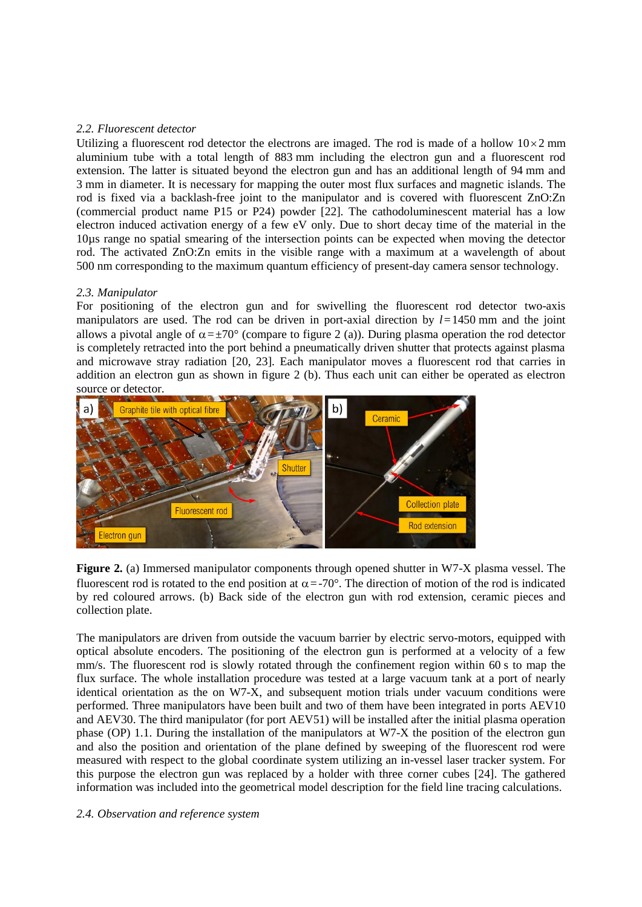### 2.2. Fluorescent detector

Utilizing a fluorescent rod detector the electrons are imaged. The rod is made of a hollow $10 \times 2$ mm aluminium tube with a total length of 883 mm including the electron gun and a fluorescent rod extension. The latter is situated beyond the electron gun and has an additional length of 94 mm and 3 mm in diameter. It is necessary for mapping the outer most flux surfaces and magnetic islands. The rod is fixed via a backlash-free joint to the manipulator and is covered with fluorescent ZnO:Zn (commercial product name P15 or P24) powder [22]. The cathodoluminescent material has a low electron induced activation energy of a few eV only. Due to short decay time of the material in the 10µs range no spatial smearing of the intersection points can be expected when moving the detector rod. The activated ZnO:Zn emits in the visible range with a maximum at a wavelength of about 500 nm corresponding to the maximum quantum efficiency of present-day camera sensor technology.

### 2.3. Manipulator

For positioning of the electron gun and for swivelling the fluorescent rod detector two-axis manipulators are used. The rod can be driven in port-axial direction by $l = 1450$ mm and the joint allows a pivotal angle of $\alpha = \pm 70°$ (compare to figure 2 (a)). During plasma operation the rod detector is completely retracted into the port behind a pneumatically driven shutter that protects against plasma and microwave stray radiation [20, 23]. Each manipulator moves a fluorescent rod that carries in addition an electron gun as shown in figure 2 (b). Thus each unit can either be operated as electron source or detector.

**Figure 2.** (a) Immersed manipulator components through opened shutter in W7-X plasma vessel. The fluorescent rod is rotated to the end position at $\alpha = -70°$. The direction of motion of the rod is indicated by red coloured arrows. (b) Back side of the electron gun with rod extension, ceramic pieces and collection plate.

The manipulators are driven from outside the vacuum barrier by electric servo-motors, equipped with optical absolute encoders. The positioning of the electron gun is performed at a velocity of a few mm/s. The fluorescent rod is slowly rotated through the confinement region within 60 s to map the flux surface. The whole installation procedure was tested at a large vacuum tank at a port of nearly identical orientation as the on W7-X, and subsequent motion trials under vacuum conditions were performed. Three manipulators have been built and two of them have been integrated in ports AEV10 and AEV30. The third manipulator (for port AEV51) will be installed after the initial plasma operation phase (OP) 1.1. During the installation of the manipulators at W7-X the position of the electron gun and also the position and orientation of the plane defined by sweeping of the fluorescent rod were measured with respect to the global coordinate system utilizing an in-vessel laser tracker system. For this purpose the electron gun was replaced by a holder with three corner cubes [24]. The gathered information was included into the geometrical model description for the field line tracing calculations.

### 2.4. Observation and reference system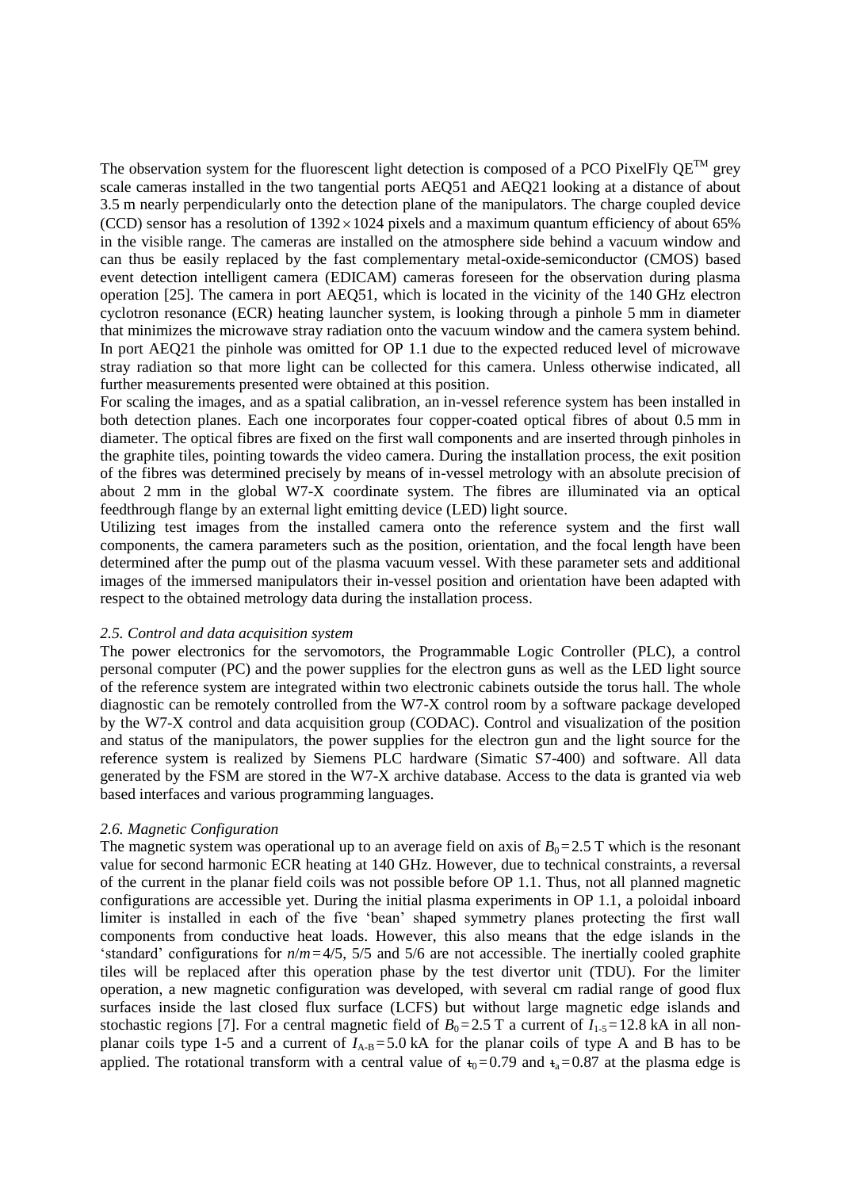The observation system for the fluorescent light detection is composed of a PCO PixelFly QE$^{TM}$ grey scale cameras installed in the two tangential ports AEQ51 and AEQ21 looking at a distance of about 3.5 m nearly perpendicularly onto the detection plane of the manipulators. The charge coupled device (CCD) sensor has a resolution of $1392 \times 1024$ pixels and a maximum quantum efficiency of about 65% in the visible range. The cameras are installed on the atmosphere side behind a vacuum window and can thus be easily replaced by the fast complementary metal-oxide-semiconductor (CMOS) based event detection intelligent camera (EDICAM) cameras foreseen for the observation during plasma operation [25]. The camera in port AEQ51, which is located in the vicinity of the 140 GHz electron cyclotron resonance (ECR) heating launcher system, is looking through a pinhole 5 mm in diameter that minimizes the microwave stray radiation onto the vacuum window and the camera system behind. In port AEQ21 the pinhole was omitted for OP 1.1 due to the expected reduced level of microwave stray radiation so that more light can be collected for this camera. Unless otherwise indicated, all further measurements presented were obtained at this position.

For scaling the images, and as a spatial calibration, an in-vessel reference system has been installed in both detection planes. Each one incorporates four copper-coated optical fibres of about 0.5 mm in diameter. The optical fibres are fixed on the first wall components and are inserted through pinholes in the graphite tiles, pointing towards the video camera. During the installation process, the exit position of the fibres was determined precisely by means of in-vessel metrology with an absolute precision of about 2 mm in the global W7-X coordinate system. The fibres are illuminated via an optical feedthrough flange by an external light emitting device (LED) light source.

Utilizing test images from the installed camera onto the reference system and the first wall components, the camera parameters such as the position, orientation, and the focal length have been determined after the pump out of the plasma vacuum vessel. With these parameter sets and additional images of the immersed manipulators their in-vessel position and orientation have been adapted with respect to the obtained metrology data during the installation process.

### *2.5. Control and data acquisition system*

The power electronics for the servomotors, the Programmable Logic Controller (PLC), a control personal computer (PC) and the power supplies for the electron guns as well as the LED light source of the reference system are integrated within two electronic cabinets outside the torus hall. The whole diagnostic can be remotely controlled from the W7-X control room by a software package developed by the W7-X control and data acquisition group (CODAC). Control and visualization of the position and status of the manipulators, the power supplies for the electron gun and the light source for the reference system is realized by Siemens PLC hardware (Simatic S7-400) and software. All data generated by the FSM are stored in the W7-X archive database. Access to the data is granted via web based interfaces and various programming languages.

### *2.6. Magnetic Configuration*

The magnetic system was operational up to an average field on axis of $B_0 = 2.5$ T which is the resonant value for second harmonic ECR heating at 140 GHz. However, due to technical constraints, a reversal of the current in the planar field coils was not possible before OP 1.1. Thus, not all planned magnetic configurations are accessible yet. During the initial plasma experiments in OP 1.1, a poloidal inboard limiter is installed in each of the five 'bean' shaped symmetry planes protecting the first wall components from conductive heat loads. However, this also means that the edge islands in the 'standard' configurations for $n/m = 4/5$, 5/5 and 5/6 are not accessible. The inertially cooled graphite tiles will be replaced after this operation phase by the test divertor unit (TDU). For the limiter operation, a new magnetic configuration was developed, with several cm radial range of good flux surfaces inside the last closed flux surface (LCFS) but without large magnetic edge islands and stochastic regions [7]. For a central magnetic field of $B_0 = 2.5$ T a current of $I_{1\text{-}5} = 12.8$ kA in all non-planar coils type 1-5 and a current of $I_{A\text{-}B} = 5.0$ kA for the planar coils of type A and B has to be applied. The rotational transform with a central value of $\iota_0 = 0.79$ and $\iota_a = 0.87$ at the plasma edge is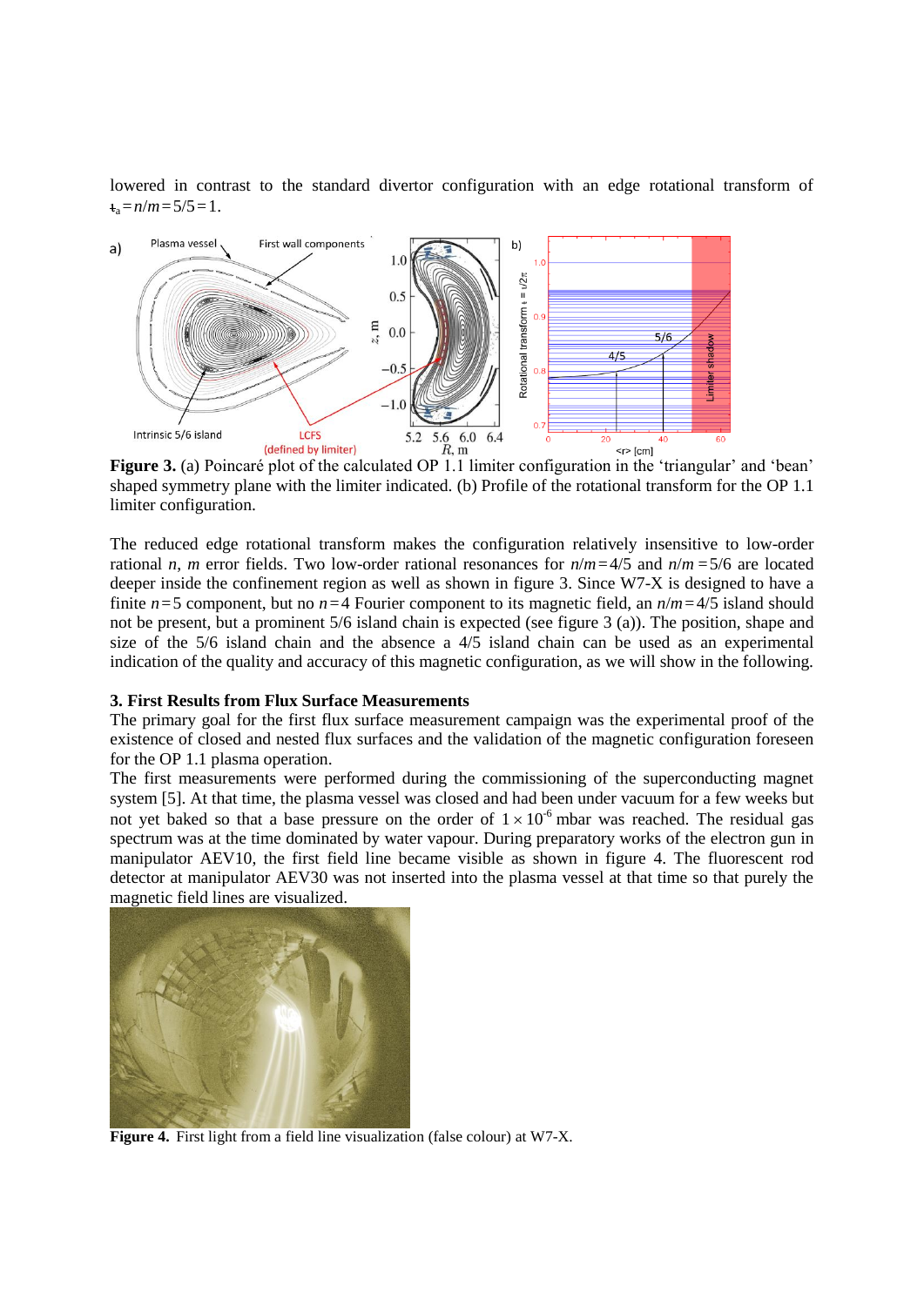lowered in contrast to the standard divertor configuration with an edge rotational transform of $\iota_a = n/m = 5/5 = 1$.

**Figure 3.** (a) Poincaré plot of the calculated OP 1.1 limiter configuration in the 'triangular' and 'bean' shaped symmetry plane with the limiter indicated. (b) Profile of the rotational transform for the OP 1.1 limiter configuration.

The reduced edge rotational transform makes the configuration relatively insensitive to low-order rational *n*, *m* error fields. Two low-order rational resonances for $n/m = 4/5$ and $n/m = 5/6$ are located deeper inside the confinement region as well as shown in figure 3. Since W7-X is designed to have a finite $n = 5$ component, but no $n = 4$ Fourier component to its magnetic field, an $n/m = 4/5$ island should not be present, but a prominent 5/6 island chain is expected (see figure 3 (a)). The position, shape and size of the 5/6 island chain and the absence a 4/5 island chain can be used as an experimental indication of the quality and accuracy of this magnetic configuration, as we will show in the following.

### 3. First Results from Flux Surface Measurements

The primary goal for the first flux surface measurement campaign was the experimental proof of the existence of closed and nested flux surfaces and the validation of the magnetic configuration foreseen for the OP 1.1 plasma operation.

The first measurements were performed during the commissioning of the superconducting magnet system [5]. At that time, the plasma vessel was closed and had been under vacuum for a few weeks but not yet baked so that a base pressure on the order of $1 \times 10^{-6}$ mbar was reached. The residual gas spectrum was at the time dominated by water vapour. During preparatory works of the electron gun in manipulator AEV10, the first field line became visible as shown in figure 4. The fluorescent rod detector at manipulator AEV30 was not inserted into the plasma vessel at that time so that purely the magnetic field lines are visualized.

**Figure 4.** First light from a field line visualization (false colour) at W7-X.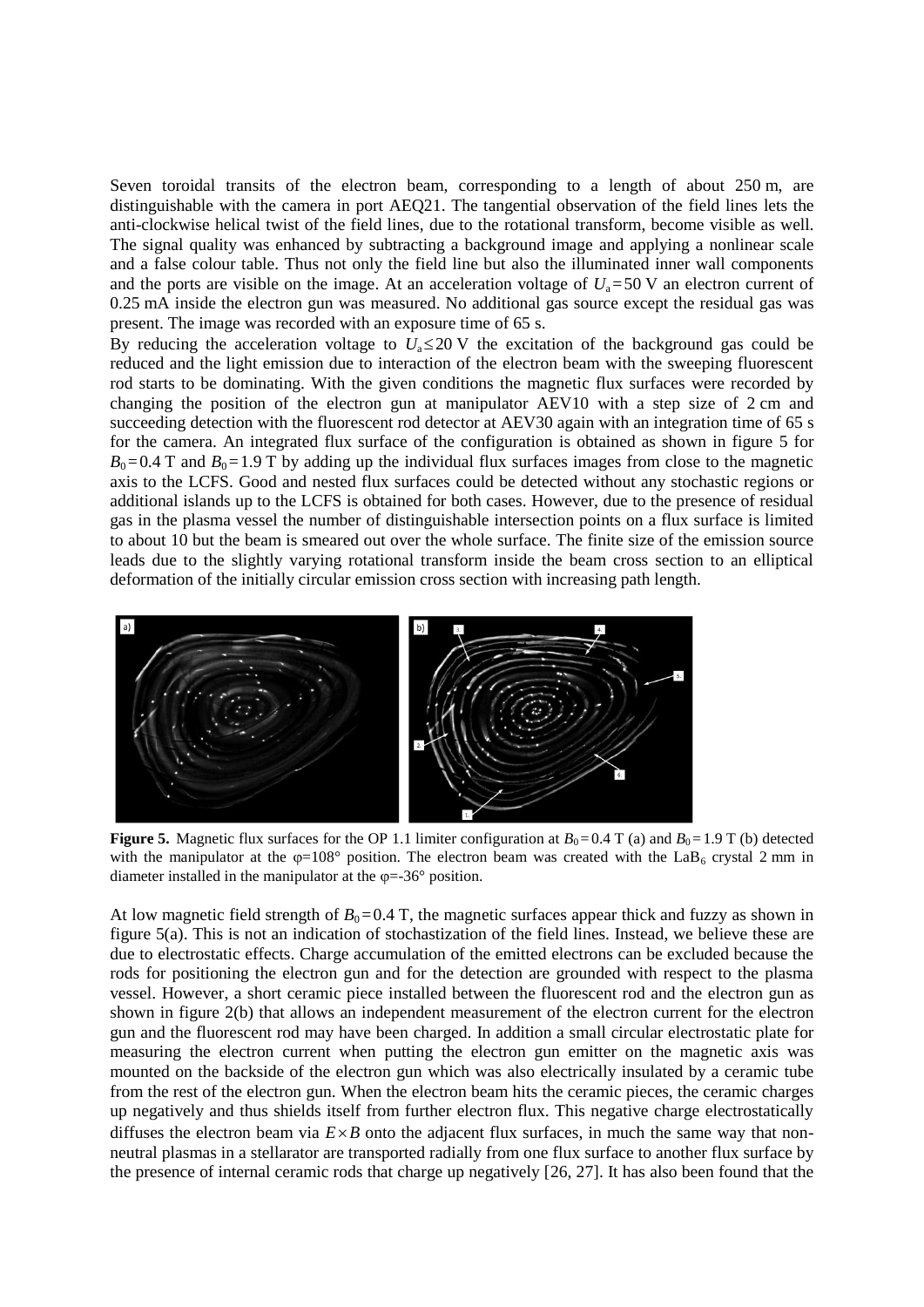Seven toroidal transits of the electron beam, corresponding to a length of about 250 m, are distinguishable with the camera in port AEQ21. The tangential observation of the field lines lets the anti-clockwise helical twist of the field lines, due to the rotational transform, become visible as well. The signal quality was enhanced by subtracting a background image and applying a nonlinear scale and a false colour table. Thus not only the field line but also the illuminated inner wall components and the ports are visible on the image. At an acceleration voltage of $U_a = 50$ V an electron current of 0.25 mA inside the electron gun was measured. No additional gas source except the residual gas was present. The image was recorded with an exposure time of 65 s.

By reducing the acceleration voltage to $U_a \leq 20$ V the excitation of the background gas could be reduced and the light emission due to interaction of the electron beam with the sweeping fluorescent rod starts to be dominating. With the given conditions the magnetic flux surfaces were recorded by changing the position of the electron gun at manipulator AEV10 with a step size of 2 cm and succeeding detection with the fluorescent rod detector at AEV30 again with an integration time of 65 s for the camera. An integrated flux surface of the configuration is obtained as shown in figure 5 for $B_0 = 0.4$ T and $B_0 = 1.9$ T by adding up the individual flux surfaces images from close to the magnetic axis to the LCFS. Good and nested flux surfaces could be detected without any stochastic regions or additional islands up to the LCFS is obtained for both cases. However, due to the presence of residual gas in the plasma vessel the number of distinguishable intersection points on a flux surface is limited to about 10 but the beam is smeared out over the whole surface. The finite size of the emission source leads due to the slightly varying rotational transform inside the beam cross section to an elliptical deformation of the initially circular emission cross section with increasing path length.

**Figure 5.** Magnetic flux surfaces for the OP 1.1 limiter configuration at $B_0 = 0.4$ T (a) and $B_0 = 1.9$ T (b) detected with the manipulator at the φ=108° position. The electron beam was created with the $LaB_6$ crystal 2 mm in diameter installed in the manipulator at the φ=-36° position.

At low magnetic field strength of $B_0 = 0.4$ T, the magnetic surfaces appear thick and fuzzy as shown in figure 5(a). This is not an indication of stochastization of the field lines. Instead, we believe these are due to electrostatic effects. Charge accumulation of the emitted electrons can be excluded because the rods for positioning the electron gun and for the detection are grounded with respect to the plasma vessel. However, a short ceramic piece installed between the fluorescent rod and the electron gun as shown in figure 2(b) that allows an independent measurement of the electron current for the electron gun and the fluorescent rod may have been charged. In addition a small circular electrostatic plate for measuring the electron current when putting the electron gun emitter on the magnetic axis was mounted on the backside of the electron gun which was also electrically insulated by a ceramic tube from the rest of the electron gun. When the electron beam hits the ceramic pieces, the ceramic charges up negatively and thus shields itself from further electron flux. This negative charge electrostatically diffuses the electron beam via $E \times B$ onto the adjacent flux surfaces, in much the same way that non-neutral plasmas in a stellarator are transported radially from one flux surface to another flux surface by the presence of internal ceramic rods that charge up negatively [26, 27]. It has also been found that the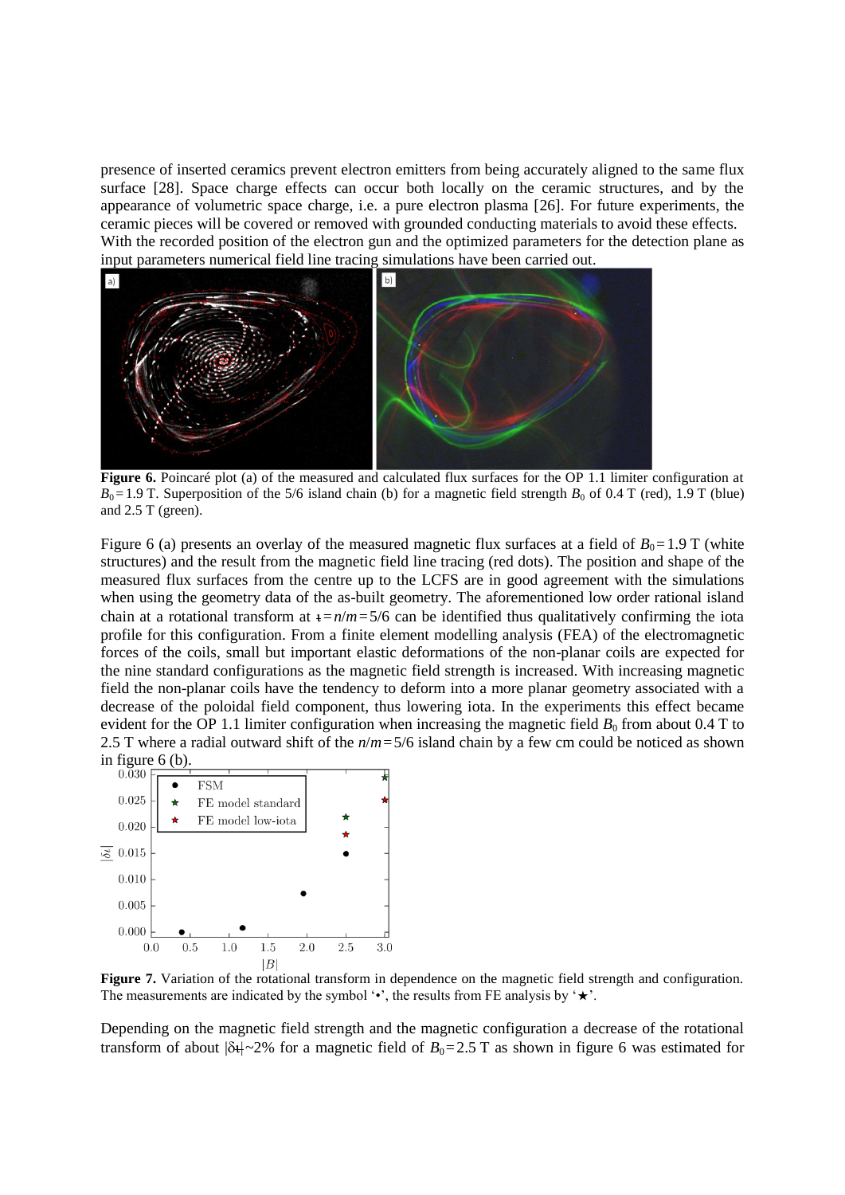presence of inserted ceramics prevent electron emitters from being accurately aligned to the same flux surface [28]. Space charge effects can occur both locally on the ceramic structures, and by the appearance of volumetric space charge, i.e. a pure electron plasma [26]. For future experiments, the ceramic pieces will be covered or removed with grounded conducting materials to avoid these effects. With the recorded position of the electron gun and the optimized parameters for the detection plane as input parameters numerical field line tracing simulations have been carried out.

**Figure 6.** Poincaré plot (a) of the measured and calculated flux surfaces for the OP 1.1 limiter configuration at $B_0 = 1.9$ T. Superposition of the 5/6 island chain (b) for a magnetic field strength $B_0$ of 0.4 T (red), 1.9 T (blue) and 2.5 T (green).

Figure 6 (a) presents an overlay of the measured magnetic flux surfaces at a field of $B_0 = 1.9$ T (white structures) and the result from the magnetic field line tracing (red dots). The position and shape of the measured flux surfaces from the centre up to the LCFS are in good agreement with the simulations when using the geometry data of the as-built geometry. The aforementioned low order rational island chain at a rotational transform at $\iota = n/m = 5/6$ can be identified thus qualitatively confirming the iota profile for this configuration. From a finite element modelling analysis (FEA) of the electromagnetic forces of the coils, small but important elastic deformations of the non-planar coils are expected for the nine standard configurations as the magnetic field strength is increased. With increasing magnetic field the non-planar coils have the tendency to deform into a more planar geometry associated with a decrease of the poloidal field component, thus lowering iota. In the experiments this effect became evident for the OP 1.1 limiter configuration when increasing the magnetic field $B_0$ from about 0.4 T to 2.5 T where a radial outward shift of the $n/m = 5/6$ island chain by a few cm could be noticed as shown in figure 6 (b).

**Figure 7.** Variation of the rotational transform in dependence on the magnetic field strength and configuration. The measurements are indicated by the symbol '•', the results from FE analysis by '★'.

Depending on the magnetic field strength and the magnetic configuration a decrease of the rotational transform of about $|\delta\iota| \sim 2\%$ for a magnetic field of $B_0 = 2.5$ T as shown in figure 6 was estimated for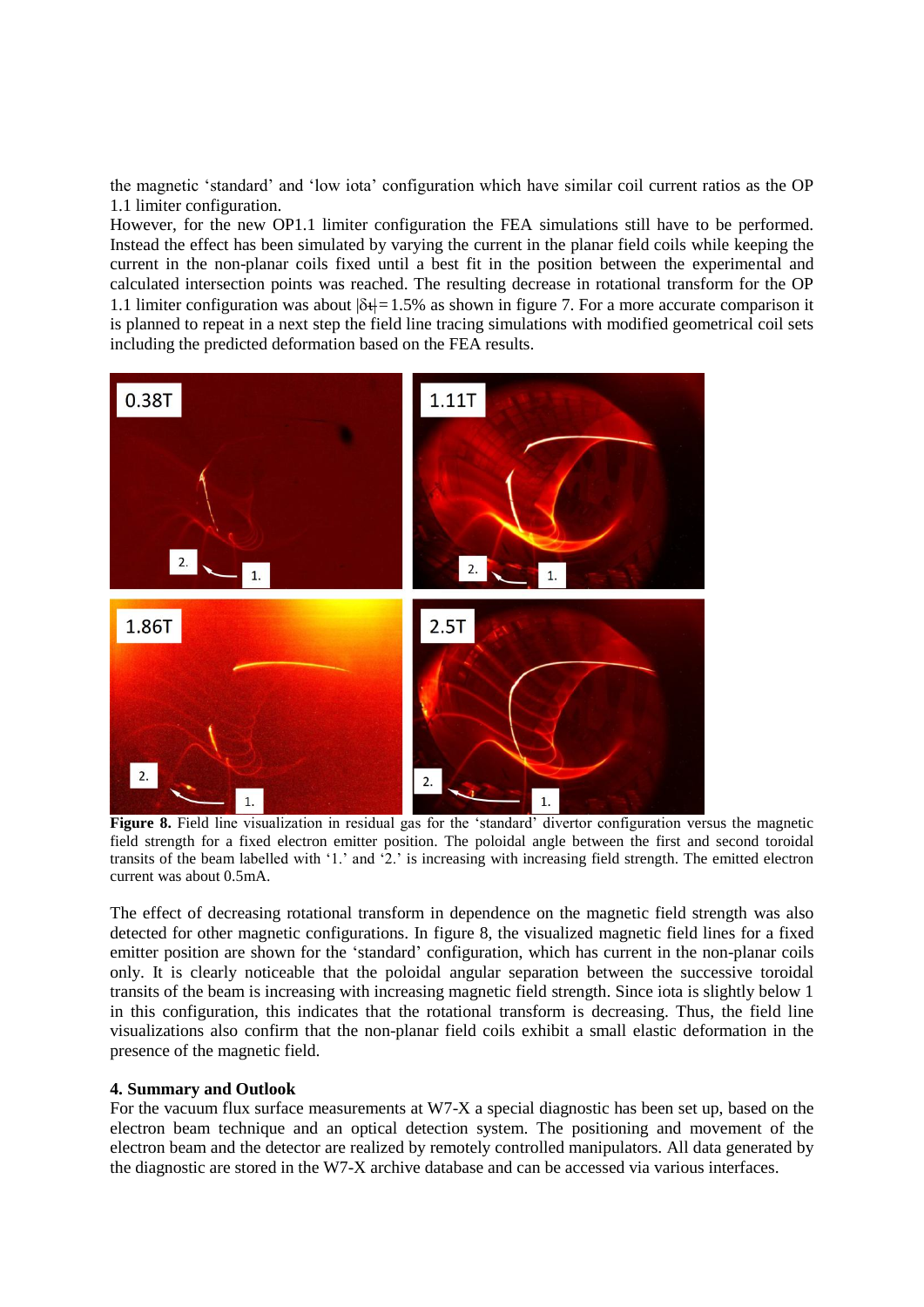the magnetic 'standard' and 'low iota' configuration which have similar coil current ratios as the OP 1.1 limiter configuration.

However, for the new OP1.1 limiter configuration the FEA simulations still have to be performed. Instead the effect has been simulated by varying the current in the planar field coils while keeping the current in the non-planar coils fixed until a best fit in the position between the experimental and calculated intersection points was reached. The resulting decrease in rotational transform for the OP 1.1 limiter configuration was about $|\delta \iota\!\!\!-| = 1.5\%$ as shown in figure 7. For a more accurate comparison it is planned to repeat in a next step the field line tracing simulations with modified geometrical coil sets including the predicted deformation based on the FEA results.

**Figure 8.** Field line visualization in residual gas for the 'standard' divertor configuration versus the magnetic field strength for a fixed electron emitter position. The poloidal angle between the first and second toroidal transits of the beam labelled with '1.' and '2.' is increasing with increasing field strength. The emitted electron current was about 0.5mA.

The effect of decreasing rotational transform in dependence on the magnetic field strength was also detected for other magnetic configurations. In figure 8, the visualized magnetic field lines for a fixed emitter position are shown for the 'standard' configuration, which has current in the non-planar coils only. It is clearly noticeable that the poloidal angular separation between the successive toroidal transits of the beam is increasing with increasing magnetic field strength. Since iota is slightly below 1 in this configuration, this indicates that the rotational transform is decreasing. Thus, the field line visualizations also confirm that the non-planar field coils exhibit a small elastic deformation in the presence of the magnetic field.

## 4. Summary and Outlook

For the vacuum flux surface measurements at W7-X a special diagnostic has been set up, based on the electron beam technique and an optical detection system. The positioning and movement of the electron beam and the detector are realized by remotely controlled manipulators. All data generated by the diagnostic are stored in the W7-X archive database and can be accessed via various interfaces.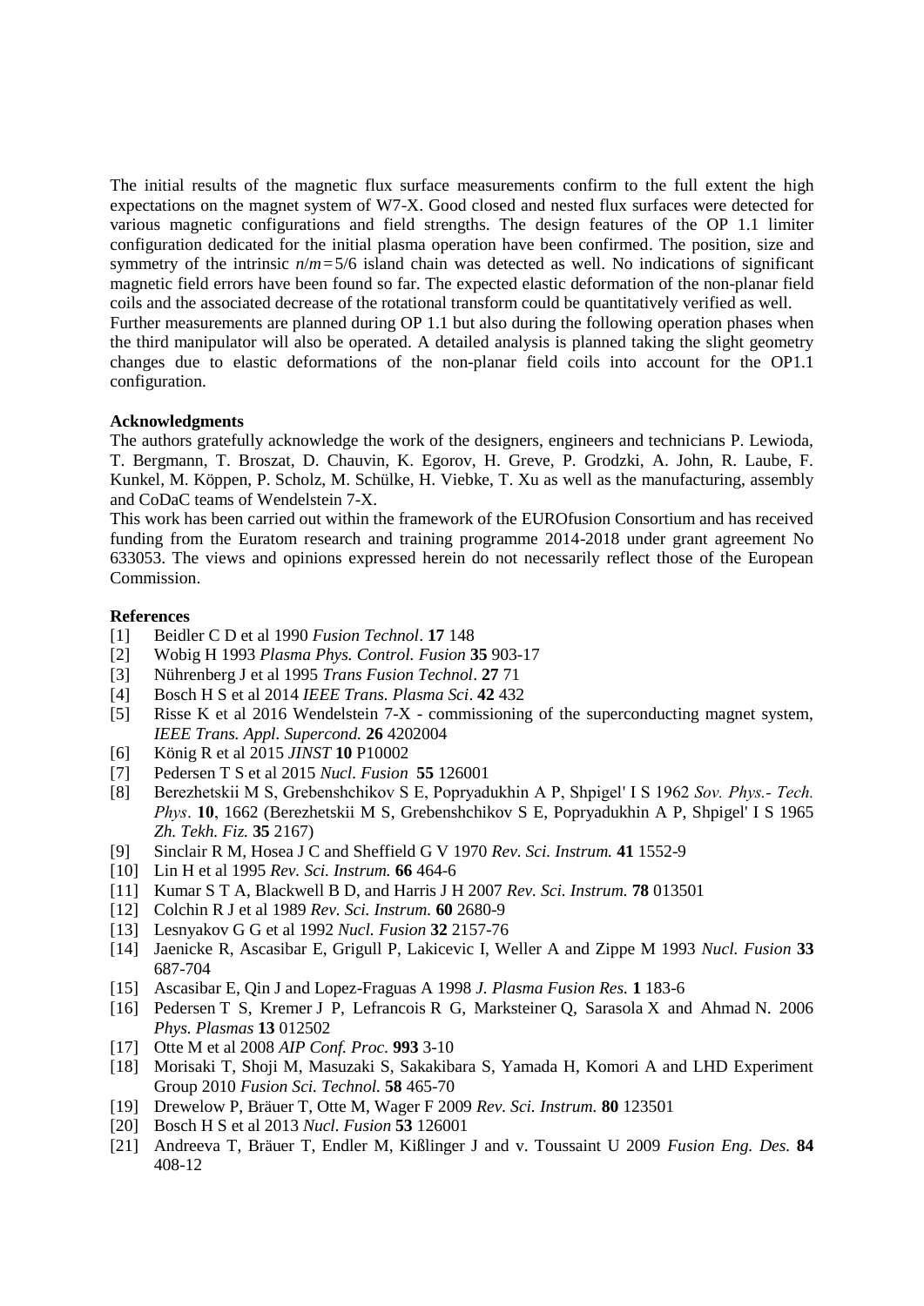The initial results of the magnetic flux surface measurements confirm to the full extent the high expectations on the magnet system of W7-X. Good closed and nested flux surfaces were detected for various magnetic configurations and field strengths. The design features of the OP 1.1 limiter configuration dedicated for the initial plasma operation have been confirmed. The position, size and symmetry of the intrinsic $n/m = 5/6$ island chain was detected as well. No indications of significant magnetic field errors have been found so far. The expected elastic deformation of the non-planar field coils and the associated decrease of the rotational transform could be quantitatively verified as well. Further measurements are planned during OP 1.1 but also during the following operation phases when the third manipulator will also be operated. A detailed analysis is planned taking the slight geometry changes due to elastic deformations of the non-planar field coils into account for the OP1.1 configuration.

**Acknowledgments**

The authors gratefully acknowledge the work of the designers, engineers and technicians P. Lewioda, T. Bergmann, T. Broszat, D. Chauvin, K. Egorov, H. Greve, P. Grodzki, A. John, R. Laube, F. Kunkel, M. Köppen, P. Scholz, M. Schülke, H. Viebke, T. Xu as well as the manufacturing, assembly and CoDaC teams of Wendelstein 7-X.

This work has been carried out within the framework of the EUROfusion Consortium and has received funding from the Euratom research and training programme 2014-2018 under grant agreement No 633053. The views and opinions expressed herein do not necessarily reflect those of the European Commission.

**References**

- [1] Beidler C D et al 1990 *Fusion Technol*. **17** 148
- [2] Wobig H 1993 *Plasma Phys. Control. Fusion* **35** 903-17
- [3] Nührenberg J et al 1995 *Trans Fusion Technol*. **27** 71
- [4] Bosch H S et al 2014 *IEEE Trans. Plasma Sci*. **42** 432
- [5] Risse K et al 2016 Wendelstein 7-X - commissioning of the superconducting magnet system, *IEEE Trans. Appl. Supercond.* **26** 4202004
- [6] König R et al 2015 *JINST* **10** P10002
- [7] Pedersen T S et al 2015 *Nucl. Fusion* **55** 126001
- [8] Berezhetskii M S, Grebenshchikov S E, Popryadukhin A P, Shpigel' I S 1962 *Sov. Phys.- Tech. Phys*. **10**, 1662 (Berezhetskii M S, Grebenshchikov S E, Popryadukhin A P, Shpigel' I S 1965 *Zh. Tekh. Fiz.* **35** 2167)
- [9] Sinclair R M, Hosea J C and Sheffield G V 1970 *Rev. Sci. Instrum.* **41** 1552-9
- [10] Lin H et al 1995 *Rev. Sci. Instrum.* **66** 464-6
- [11] Kumar S T A, Blackwell B D, and Harris J H 2007 *Rev. Sci. Instrum.* **78** 013501
- [12] Colchin R J et al 1989 *Rev. Sci. Instrum.* **60** 2680-9
- [13] Lesnyakov G G et al 1992 *Nucl. Fusion* **32** 2157-76
- [14] Jaenicke R, Ascasibar E, Grigull P, Lakicevic I, Weller A and Zippe M 1993 *Nucl. Fusion* **33** 687-704
- [15] Ascasibar E, Qin J and Lopez-Fraguas A 1998 *J. Plasma Fusion Res.* **1** 183-6
- [16] Pedersen T S, Kremer J P, Lefrancois R G, Marksteiner Q, Sarasola X and Ahmad N. 2006 *Phys. Plasmas* **13** 012502
- [17] Otte M et al 2008 *AIP Conf. Proc*. **993** 3-10
- [18] Morisaki T, Shoji M, Masuzaki S, Sakakibara S, Yamada H, Komori A and LHD Experiment Group 2010 *Fusion Sci. Technol.* **58** 465-70
- [19] Drewelow P, Bräuer T, Otte M, Wager F 2009 *Rev. Sci. Instrum.* **80** 123501
- [20] Bosch H S et al 2013 *Nucl. Fusion* **53** 126001
- [21] Andreeva T, Bräuer T, Endler M, Kißlinger J and v. Toussaint U 2009 *Fusion Eng. Des.* **84** 408-12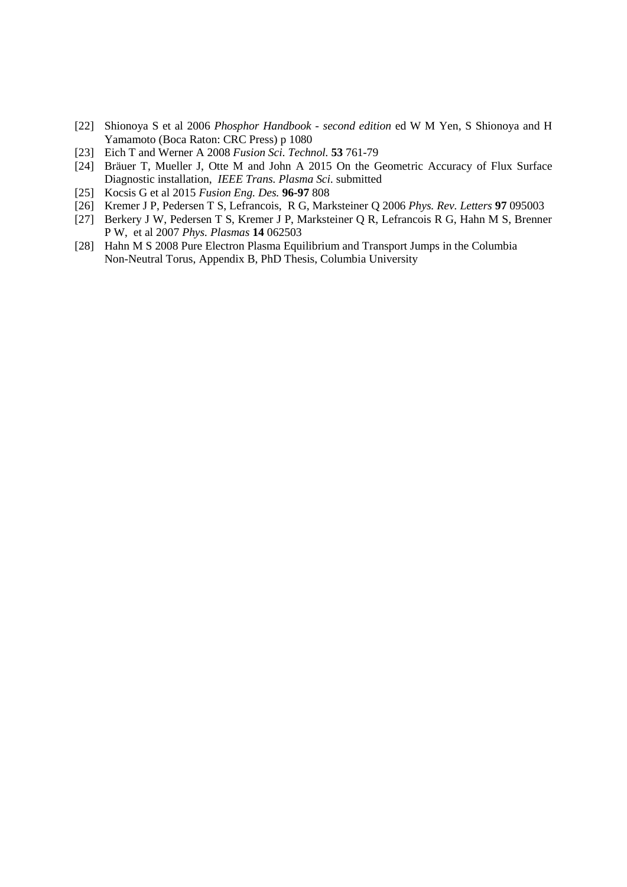[22] Shionoya S et al 2006 *Phosphor Handbook - second edition* ed W M Yen, S Shionoya and H Yamamoto (Boca Raton: CRC Press) p 1080

[23] Eich T and Werner A 2008 *Fusion Sci. Technol.* **53** 761-79

[24] Bräuer T, Mueller J, Otte M and John A 2015 On the Geometric Accuracy of Flux Surface Diagnostic installation, *IEEE Trans. Plasma Sci.* submitted

[25] Kocsis G et al 2015 *Fusion Eng. Des.* **96-97** 808

[26] Kremer J P, Pedersen T S, Lefrancois, R G, Marksteiner Q 2006 *Phys. Rev. Letters* **97** 095003

[27] Berkery J W, Pedersen T S, Kremer J P, Marksteiner Q R, Lefrancois R G, Hahn M S, Brenner P W, et al 2007 *Phys. Plasmas* **14** 062503

[28] Hahn M S 2008 Pure Electron Plasma Equilibrium and Transport Jumps in the Columbia Non-Neutral Torus, Appendix B, PhD Thesis, Columbia University